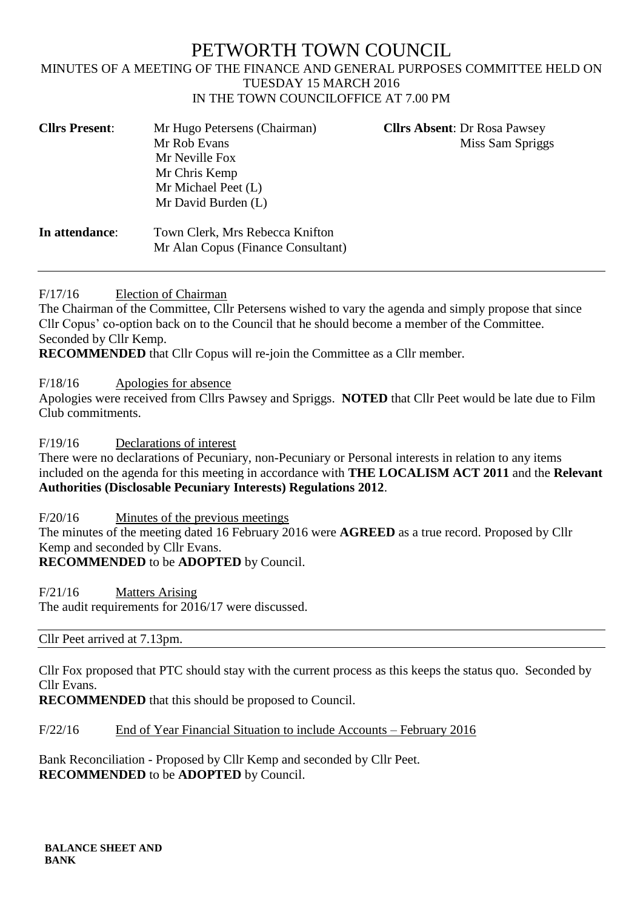# PETWORTH TOWN COUNCIL

MINUTES OF A MEETING OF THE FINANCE AND GENERAL PURPOSES COMMITTEE HELD ON TUESDAY 15 MARCH 2016
IN THE TOWN COUNCILOFFICE AT 7.00 PM

| **Cllrs Present**: | Mr Hugo Petersens (Chairman) | **Cllrs Absent**: Dr Rosa Pawsey |
|---|---|---|
| | Mr Rob Evans | Miss Sam Spriggs |
| | Mr Neville Fox | |
| | Mr Chris Kemp | |
| | Mr Michael Peet (L) | |
| | Mr David Burden (L) | |
| **In attendance**: | Town Clerk, Mrs Rebecca Knifton | |
| | Mr Alan Copus (Finance Consultant) | |

---

F/17/16 Election of Chairman

The Chairman of the Committee, Cllr Petersens wished to vary the agenda and simply propose that since Cllr Copus' co-option back on to the Council that he should become a member of the Committee. Seconded by Cllr Kemp.

**RECOMMENDED** that Cllr Copus will re-join the Committee as a Cllr member.

F/18/16 Apologies for absence

Apologies were received from Cllrs Pawsey and Spriggs. **NOTED** that Cllr Peet would be late due to Film Club commitments.

F/19/16 Declarations of interest

There were no declarations of Pecuniary, non-Pecuniary or Personal interests in relation to any items included on the agenda for this meeting in accordance with **THE LOCALISM ACT 2011** and the **Relevant Authorities (Disclosable Pecuniary Interests) Regulations 2012**.

F/20/16 Minutes of the previous meetings

The minutes of the meeting dated 16 February 2016 were **AGREED** as a true record. Proposed by Cllr Kemp and seconded by Cllr Evans.

**RECOMMENDED** to be **ADOPTED** by Council.

F/21/16 Matters Arising

The audit requirements for 2016/17 were discussed.

---

Cllr Peet arrived at 7.13pm.

---

Cllr Fox proposed that PTC should stay with the current process as this keeps the status quo. Seconded by Cllr Evans.

**RECOMMENDED** that this should be proposed to Council.

F/22/16 End of Year Financial Situation to include Accounts – February 2016

Bank Reconciliation - Proposed by Cllr Kemp and seconded by Cllr Peet.

**RECOMMENDED** to be **ADOPTED** by Council.

**BALANCE SHEET AND BANK**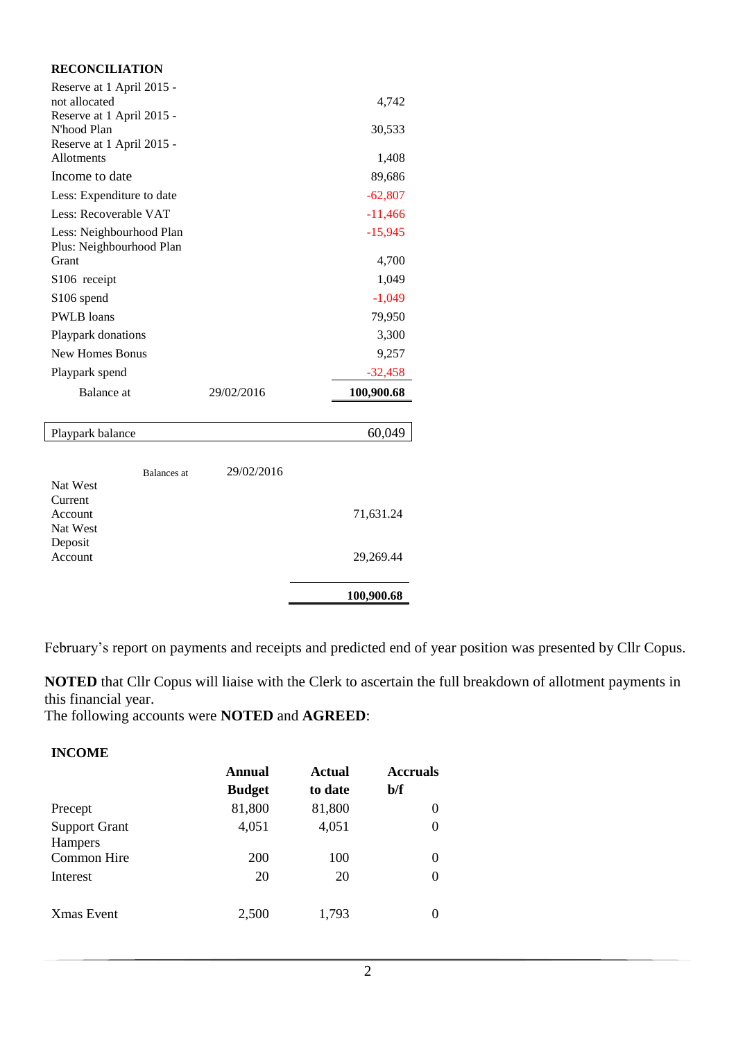**RECONCILIATION**

| | | |
|---|---|---|
| Reserve at 1 April 2015 - not allocated | | 4,742 |
| Reserve at 1 April 2015 - N'hood Plan | | 30,533 |
| Reserve at 1 April 2015 - Allotments | | 1,408 |
| Income to date | | 89,686 |
| Less: Expenditure to date | | -62,807 |
| Less: Recoverable VAT | | -11,466 |
| Less: Neighbourhood Plan | | -15,945 |
| Plus: Neighbourhood Plan Grant | | 4,700 |
| S106 receipt | | 1,049 |
| S106 spend | | -1,049 |
| PWLB loans | | 79,950 |
| Playpark donations | | 3,300 |
| New Homes Bonus | | 9,257 |
| Playpark spend | | -32,458 |
| Balance at | 29/02/2016 | **100,900.68** |

| | |
|---|---|
| Playpark balance | 60,049 |

| | Balances at | 29/02/2016 |
|---|---|---|
| Nat West Current Account | | 71,631.24 |
| Nat West Deposit Account | | 29,269.44 |
| | | **100,900.68** |

February's report on payments and receipts and predicted end of year position was presented by Cllr Copus.

**NOTED** that Cllr Copus will liaise with the Clerk to ascertain the full breakdown of allotment payments in this financial year.

The following accounts were **NOTED** and **AGREED**:

**INCOME**

| | **Annual Budget** | **Actual to date** | **Accruals b/f** |
|---|---|---|---|
| Precept | 81,800 | 81,800 | 0 |
| Support Grant | 4,051 | 4,051 | 0 |
| Hampers | | | |
| Common Hire | 200 | 100 | 0 |
| Interest | 20 | 20 | 0 |
| Xmas Event | 2,500 | 1,793 | 0 |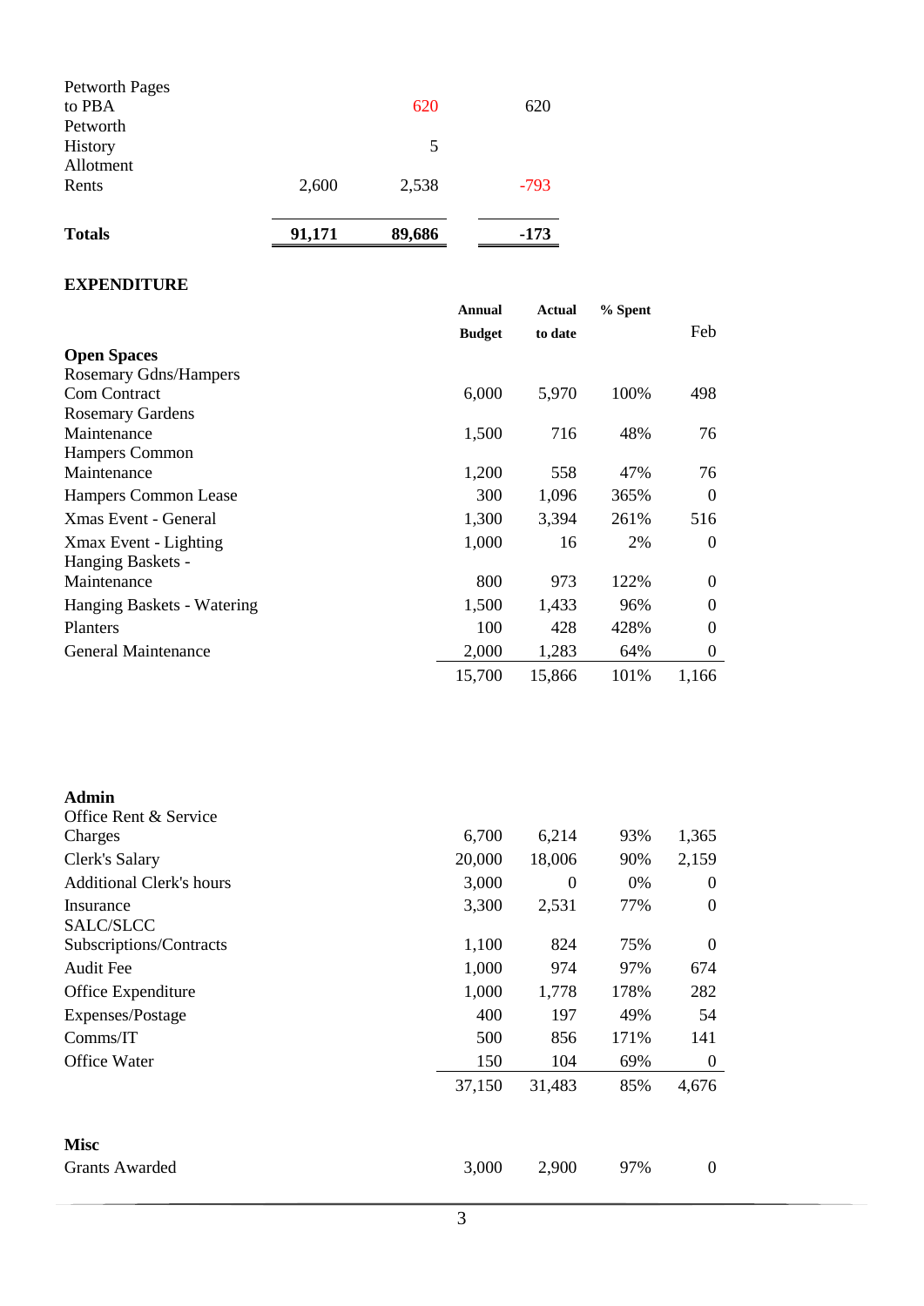| | | | |
|---|---|---|---|
| Petworth Pages to PBA | | 620 | 620 |
| Petworth History | | 5 | |
| Allotment Rents | 2,600 | 2,538 | -793 |
| **Totals** | **91,171** | **89,686** | **-173** |

**EXPENDITURE**

| | Annual Budget | Actual to date | % Spent | Feb |
|---|---|---|---|---|
| **Open Spaces** | | | | |
| Rosemary Gdns/Hampers Com Contract | 6,000 | 5,970 | 100% | 498 |
| Rosemary Gardens Maintenance | 1,500 | 716 | 48% | 76 |
| Hampers Common Maintenance | 1,200 | 558 | 47% | 76 |
| Hampers Common Lease | 300 | 1,096 | 365% | 0 |
| Xmas Event - General | 1,300 | 3,394 | 261% | 516 |
| Xmax Event - Lighting | 1,000 | 16 | 2% | 0 |
| Hanging Baskets - Maintenance | 800 | 973 | 122% | 0 |
| Hanging Baskets - Watering | 1,500 | 1,433 | 96% | 0 |
| Planters | 100 | 428 | 428% | 0 |
| General Maintenance | 2,000 | 1,283 | 64% | 0 |
| | 15,700 | 15,866 | 101% | 1,166 |
| **Admin** | | | | |
| Office Rent & Service Charges | 6,700 | 6,214 | 93% | 1,365 |
| Clerk's Salary | 20,000 | 18,006 | 90% | 2,159 |
| Additional Clerk's hours | 3,000 | 0 | 0% | 0 |
| Insurance | 3,300 | 2,531 | 77% | 0 |
| SALC/SLCC Subscriptions/Contracts | 1,100 | 824 | 75% | 0 |
| Audit Fee | 1,000 | 974 | 97% | 674 |
| Office Expenditure | 1,000 | 1,778 | 178% | 282 |
| Expenses/Postage | 400 | 197 | 49% | 54 |
| Comms/IT | 500 | 856 | 171% | 141 |
| Office Water | 150 | 104 | 69% | 0 |
| | 37,150 | 31,483 | 85% | 4,676 |
| **Misc** | | | | |
| Grants Awarded | 3,000 | 2,900 | 97% | 0 |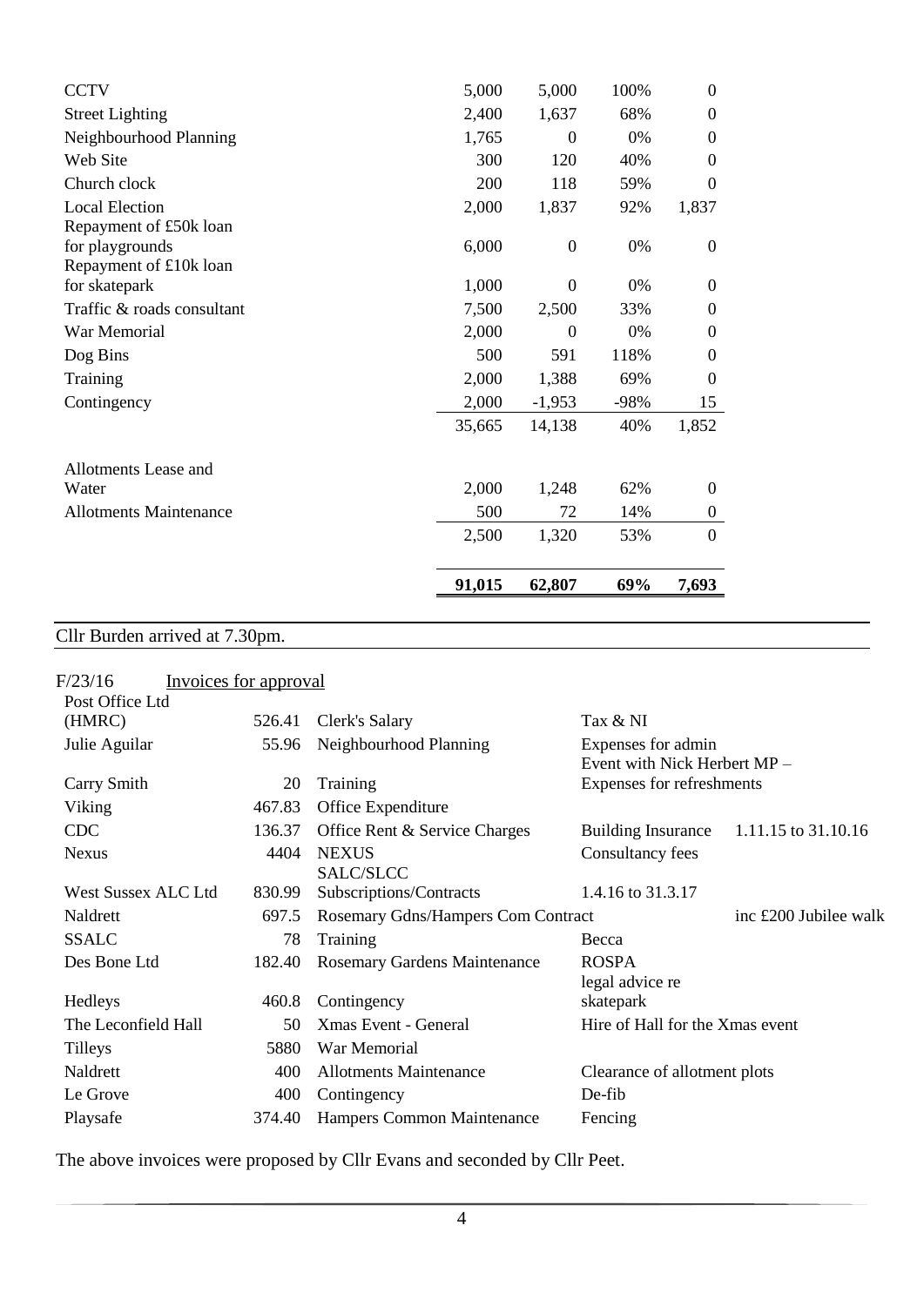| | | | | |
|---|---|---|---|---|
| CCTV | 5,000 | 5,000 | 100% | 0 |
| Street Lighting | 2,400 | 1,637 | 68% | 0 |
| Neighbourhood Planning | 1,765 | 0 | 0% | 0 |
| Web Site | 300 | 120 | 40% | 0 |
| Church clock | 200 | 118 | 59% | 0 |
| Local Election | 2,000 | 1,837 | 92% | 1,837 |
| Repayment of £50k loan for playgrounds | 6,000 | 0 | 0% | 0 |
| Repayment of £10k loan for skatepark | 1,000 | 0 | 0% | 0 |
| Traffic & roads consultant | 7,500 | 2,500 | 33% | 0 |
| War Memorial | 2,000 | 0 | 0% | 0 |
| Dog Bins | 500 | 591 | 118% | 0 |
| Training | 2,000 | 1,388 | 69% | 0 |
| Contingency | 2,000 | -1,953 | -98% | 15 |
| | 35,665 | 14,138 | 40% | 1,852 |
| | | | | |
| Allotments Lease and Water | 2,000 | 1,248 | 62% | 0 |
| Allotments Maintenance | 500 | 72 | 14% | 0 |
| | 2,500 | 1,320 | 53% | 0 |
| | | | | |
| | **91,015** | **62,807** | **69%** | **7,693** |

Cllr Burden arrived at 7.30pm.

F/23/16 Invoices for approval

| | | | | |
|---|---|---|---|---|
| Post Office Ltd (HMRC) | 526.41 | Clerk's Salary | Tax & NI | |
| Julie Aguilar | 55.96 | Neighbourhood Planning | Expenses for admin | |
| Carry Smith | 20 | Training | Event with Nick Herbert MP – Expenses for refreshments | |
| Viking | 467.83 | Office Expenditure | | |
| CDC | 136.37 | Office Rent & Service Charges | Building Insurance | 1.11.15 to 31.10.16 |
| Nexus | 4404 | NEXUS | Consultancy fees | |
| West Sussex ALC Ltd | 830.99 | SALC/SLCC Subscriptions/Contracts | 1.4.16 to 31.3.17 | |
| Naldrett | 697.5 | Rosemary Gdns/Hampers Com Contract | | inc £200 Jubilee walk |
| SSALC | 78 | Training | Becca | |
| Des Bone Ltd | 182.40 | Rosemary Gardens Maintenance | ROSPA | |
| Hedleys | 460.8 | Contingency | legal advice re skatepark | |
| The Leconfield Hall | 50 | Xmas Event - General | Hire of Hall for the Xmas event | |
| Tilleys | 5880 | War Memorial | | |
| Naldrett | 400 | Allotments Maintenance | Clearance of allotment plots | |
| Le Grove | 400 | Contingency | De-fib | |
| Playsafe | 374.40 | Hampers Common Maintenance | Fencing | |

The above invoices were proposed by Cllr Evans and seconded by Cllr Peet.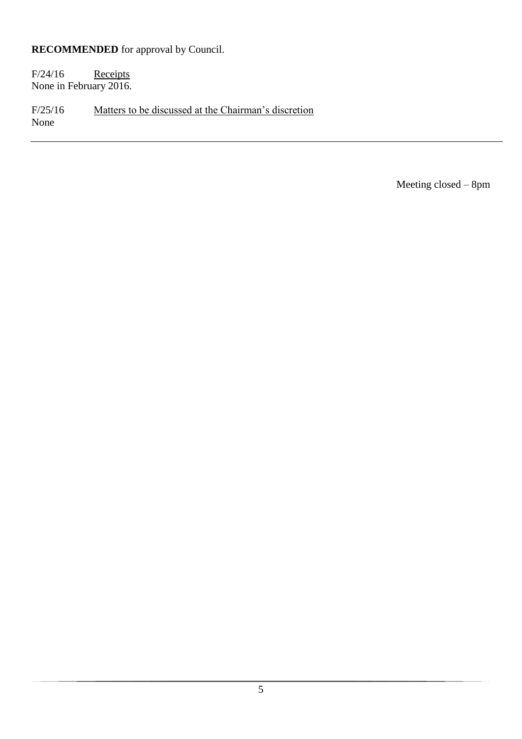**RECOMMENDED** for approval by Council.

F/24/16 Receipts
None in February 2016.

F/25/16 Matters to be discussed at the Chairman's discretion
None

---

Meeting closed – 8pm